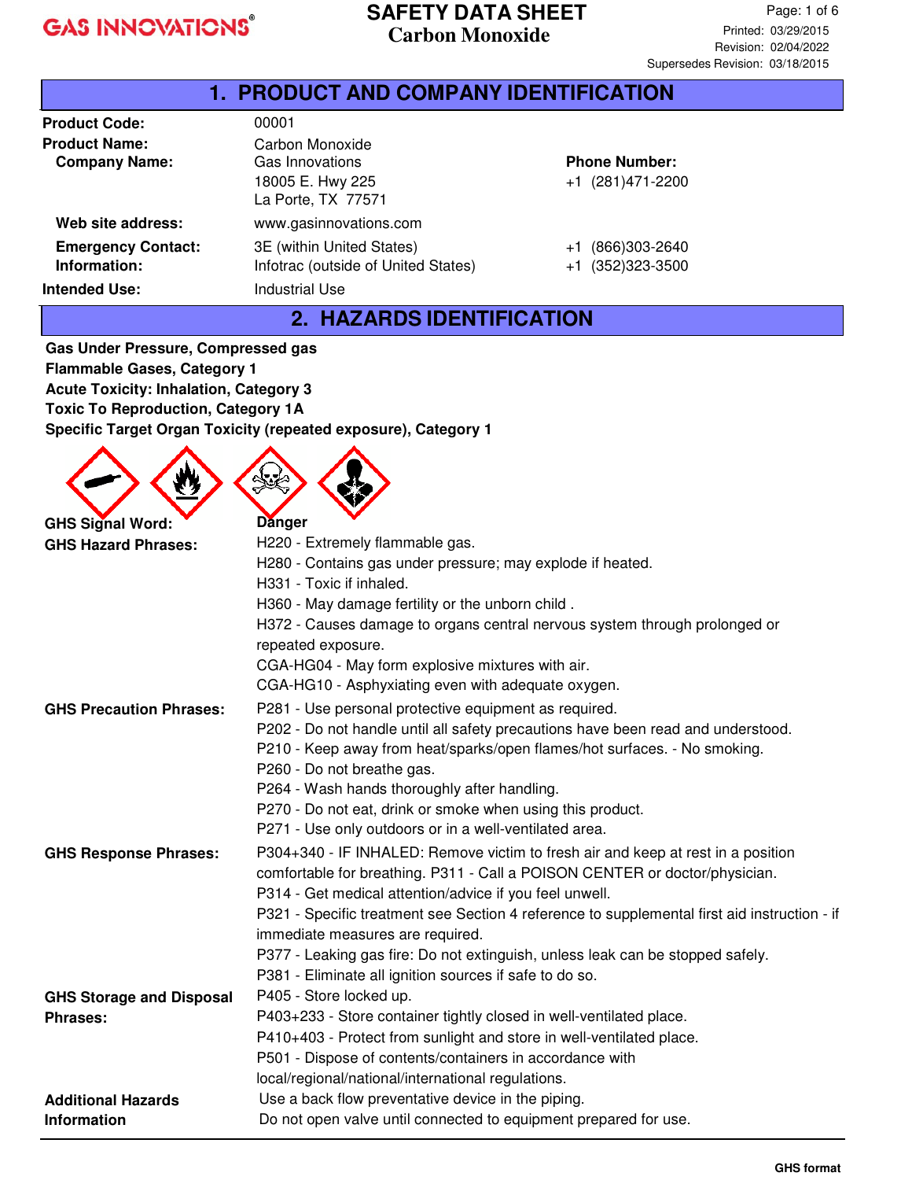# SAFETY DATA SHEET
## Carbon Monoxide

Printed: 03/29/2015
Revision: 02/04/2022
Supersedes Revision: 03/18/2015

## 1. PRODUCT AND COMPANY IDENTIFICATION

**Product Code:** 00001

**Product Name:** Carbon Monoxide

**Company Name:** Gas Innovations
18005 E. Hwy 225
La Porte, TX 77571

**Phone Number:** +1 (281)471-2200

**Web site address:** www.gasinnovations.com

**Emergency Contact: Information:**
3E (within United States) +1 (866)303-2640
Infotrac (outside of United States) +1 (352)323-3500

**Intended Use:** Industrial Use

## 2. HAZARDS IDENTIFICATION

**Gas Under Pressure, Compressed gas**
**Flammable Gases, Category 1**
**Acute Toxicity: Inhalation, Category 3**
**Toxic To Reproduction, Category 1A**
**Specific Target Organ Toxicity (repeated exposure), Category 1**

**GHS Signal Word:** Danger

**GHS Hazard Phrases:**
H220 - Extremely flammable gas.
H280 - Contains gas under pressure; may explode if heated.
H331 - Toxic if inhaled.
H360 - May damage fertility or the unborn child .
H372 - Causes damage to organs central nervous system through prolonged or repeated exposure.
CGA-HG04 - May form explosive mixtures with air.
CGA-HG10 - Asphyxiating even with adequate oxygen.

**GHS Precaution Phrases:**
P281 - Use personal protective equipment as required.
P202 - Do not handle until all safety precautions have been read and understood.
P210 - Keep away from heat/sparks/open flames/hot surfaces. - No smoking.
P260 - Do not breathe gas.
P264 - Wash hands thoroughly after handling.
P270 - Do not eat, drink or smoke when using this product.
P271 - Use only outdoors or in a well-ventilated area.

**GHS Response Phrases:**
P304+340 - IF INHALED: Remove victim to fresh air and keep at rest in a position comfortable for breathing. P311 - Call a POISON CENTER or doctor/physician.
P314 - Get medical attention/advice if you feel unwell.
P321 - Specific treatment see Section 4 reference to supplemental first aid instruction - if immediate measures are required.
P377 - Leaking gas fire: Do not extinguish, unless leak can be stopped safely.
P381 - Eliminate all ignition sources if safe to do so.

**GHS Storage and Disposal Phrases:**
P405 - Store locked up.
P403+233 - Store container tightly closed in well-ventilated place.
P410+403 - Protect from sunlight and store in well-ventilated place.
P501 - Dispose of contents/containers in accordance with local/regional/national/international regulations.

**Additional Hazards Information**
Use a back flow preventative device in the piping.
Do not open valve until connected to equipment prepared for use.

GHS format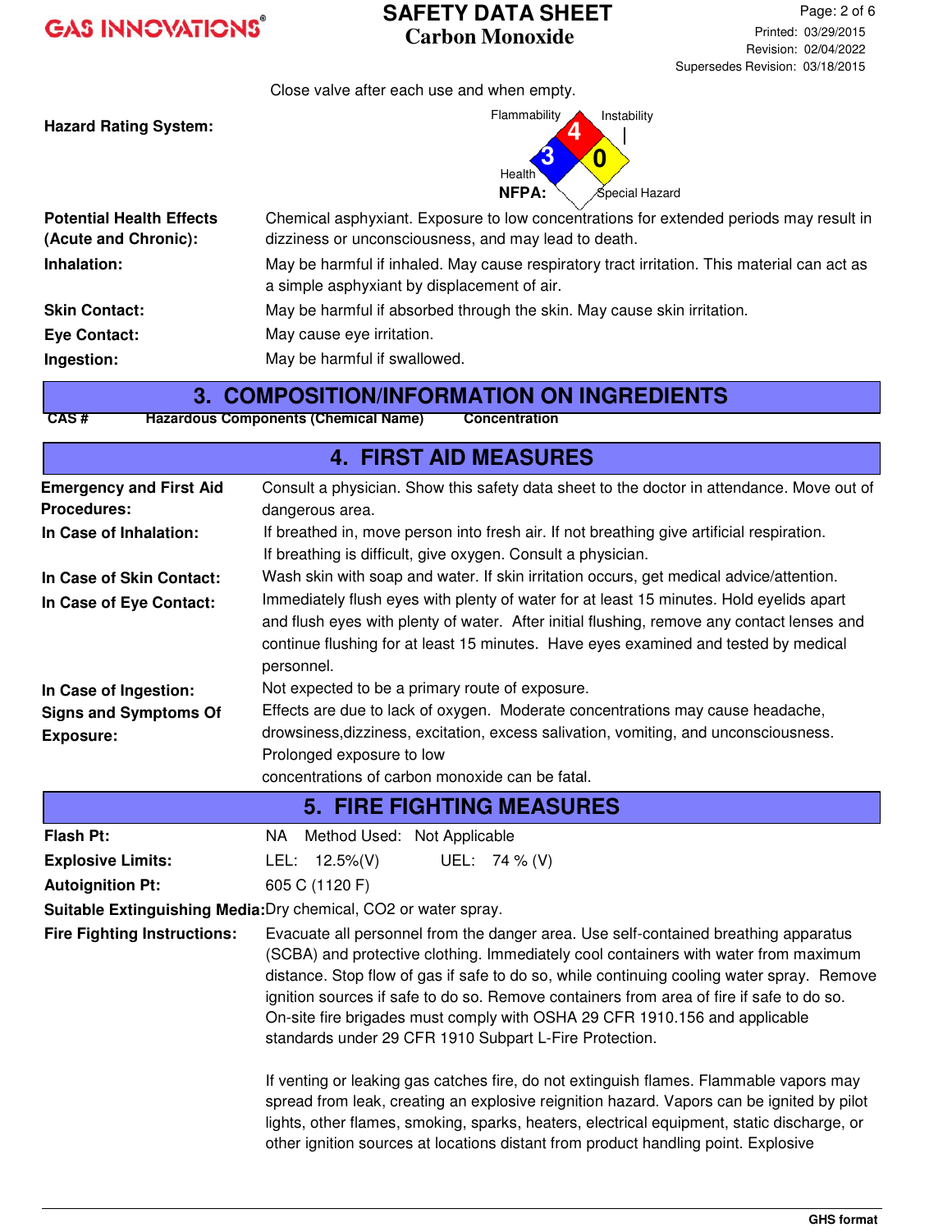Close valve after each use and when empty.

**Hazard Rating System:**

NFPA: Flammability 4, Health 3, Instability 0, Special Hazard

| | |
|---|---|
| **Potential Health Effects (Acute and Chronic):** | Chemical asphyxiant. Exposure to low concentrations for extended periods may result in dizziness or unconsciousness, and may lead to death. |
| **Inhalation:** | May be harmful if inhaled. May cause respiratory tract irritation. This material can act as a simple asphyxiant by displacement of air. |
| **Skin Contact:** | May be harmful if absorbed through the skin. May cause skin irritation. |
| **Eye Contact:** | May cause eye irritation. |
| **Ingestion:** | May be harmful if swallowed. |

## 3. COMPOSITION/INFORMATION ON INGREDIENTS

| CAS # | Hazardous Components (Chemical Name) | Concentration |
|---|---|---|

## 4. FIRST AID MEASURES

| | |
|---|---|
| **Emergency and First Aid Procedures:** | Consult a physician. Show this safety data sheet to the doctor in attendance. Move out of dangerous area. |
| **In Case of Inhalation:** | If breathed in, move person into fresh air. If not breathing give artificial respiration. If breathing is difficult, give oxygen. Consult a physician. |
| **In Case of Skin Contact:** | Wash skin with soap and water. If skin irritation occurs, get medical advice/attention. |
| **In Case of Eye Contact:** | Immediately flush eyes with plenty of water for at least 15 minutes. Hold eyelids apart and flush eyes with plenty of water. After initial flushing, remove any contact lenses and continue flushing for at least 15 minutes. Have eyes examined and tested by medical personnel. |
| **In Case of Ingestion:** | Not expected to be a primary route of exposure. |
| **Signs and Symptoms Of Exposure:** | Effects are due to lack of oxygen. Moderate concentrations may cause headache, drowsiness,dizziness, excitation, excess salivation, vomiting, and unconsciousness. Prolonged exposure to low concentrations of carbon monoxide can be fatal. |

## 5. FIRE FIGHTING MEASURES

| | |
|---|---|
| **Flash Pt:** | NA Method Used: Not Applicable |
| **Explosive Limits:** | LEL: 12.5%(V) UEL: 74 % (V) |
| **Autoignition Pt:** | 605 C (1120 F) |
| **Suitable Extinguishing Media:** | Dry chemical, CO2 or water spray. |
| **Fire Fighting Instructions:** | Evacuate all personnel from the danger area. Use self-contained breathing apparatus (SCBA) and protective clothing. Immediately cool containers with water from maximum distance. Stop flow of gas if safe to do so, while continuing cooling water spray. Remove ignition sources if safe to do so. Remove containers from area of fire if safe to do so. On-site fire brigades must comply with OSHA 29 CFR 1910.156 and applicable standards under 29 CFR 1910 Subpart L-Fire Protection. |

If venting or leaking gas catches fire, do not extinguish flames. Flammable vapors may spread from leak, creating an explosive reignition hazard. Vapors can be ignited by pilot lights, other flames, smoking, sparks, heaters, electrical equipment, static discharge, or other ignition sources at locations distant from product handling point. Explosive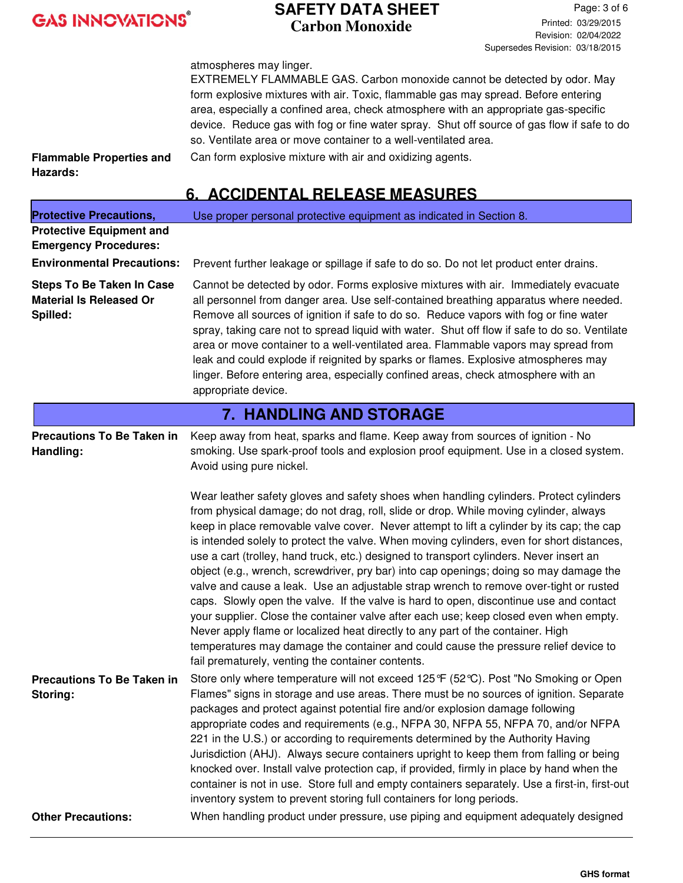| | |
|---|---|
| | atmospheres may linger. EXTREMELY FLAMMABLE GAS. Carbon monoxide cannot be detected by odor. May form explosive mixtures with air. Toxic, flammable gas may spread. Before entering area, especially a confined area, check atmosphere with an appropriate gas-specific device. Reduce gas with fog or fine water spray. Shut off source of gas flow if safe to do so. Ventilate area or move container to a well-ventilated area. |
| **Flammable Properties and Hazards:** | Can form explosive mixture with air and oxidizing agents. |

## 6. ACCIDENTAL RELEASE MEASURES

| | |
|---|---|
| **Protective Precautions, Protective Equipment and Emergency Procedures:** | Use proper personal protective equipment as indicated in Section 8. |
| **Environmental Precautions:** | Prevent further leakage or spillage if safe to do so. Do not let product enter drains. |
| **Steps To Be Taken In Case Material Is Released Or Spilled:** | Cannot be detected by odor. Forms explosive mixtures with air. Immediately evacuate all personnel from danger area. Use self-contained breathing apparatus where needed. Remove all sources of ignition if safe to do so. Reduce vapors with fog or fine water spray, taking care not to spread liquid with water. Shut off flow if safe to do so. Ventilate area or move container to a well-ventilated area. Flammable vapors may spread from leak and could explode if reignited by sparks or flames. Explosive atmospheres may linger. Before entering area, especially confined areas, check atmosphere with an appropriate device. |

## 7. HANDLING AND STORAGE

| | |
|---|---|
| **Precautions To Be Taken in Handling:** | Keep away from heat, sparks and flame. Keep away from sources of ignition - No smoking. Use spark-proof tools and explosion proof equipment. Use in a closed system. Avoid using pure nickel.<br><br>Wear leather safety gloves and safety shoes when handling cylinders. Protect cylinders from physical damage; do not drag, roll, slide or drop. While moving cylinder, always keep in place removable valve cover. Never attempt to lift a cylinder by its cap; the cap is intended solely to protect the valve. When moving cylinders, even for short distances, use a cart (trolley, hand truck, etc.) designed to transport cylinders. Never insert an object (e.g., wrench, screwdriver, pry bar) into cap openings; doing so may damage the valve and cause a leak. Use an adjustable strap wrench to remove over-tight or rusted caps. Slowly open the valve. If the valve is hard to open, discontinue use and contact your supplier. Close the container valve after each use; keep closed even when empty. Never apply flame or localized heat directly to any part of the container. High temperatures may damage the container and could cause the pressure relief device to fail prematurely, venting the container contents. |
| **Precautions To Be Taken in Storing:** | Store only where temperature will not exceed 125°F (52°C). Post "No Smoking or Open Flames" signs in storage and use areas. There must be no sources of ignition. Separate packages and protect against potential fire and/or explosion damage following appropriate codes and requirements (e.g., NFPA 30, NFPA 55, NFPA 70, and/or NFPA 221 in the U.S.) or according to requirements determined by the Authority Having Jurisdiction (AHJ). Always secure containers upright to keep them from falling or being knocked over. Install valve protection cap, if provided, firmly in place by hand when the container is not in use. Store full and empty containers separately. Use a first-in, first-out inventory system to prevent storing full containers for long periods. |
| **Other Precautions:** | When handling product under pressure, use piping and equipment adequately designed |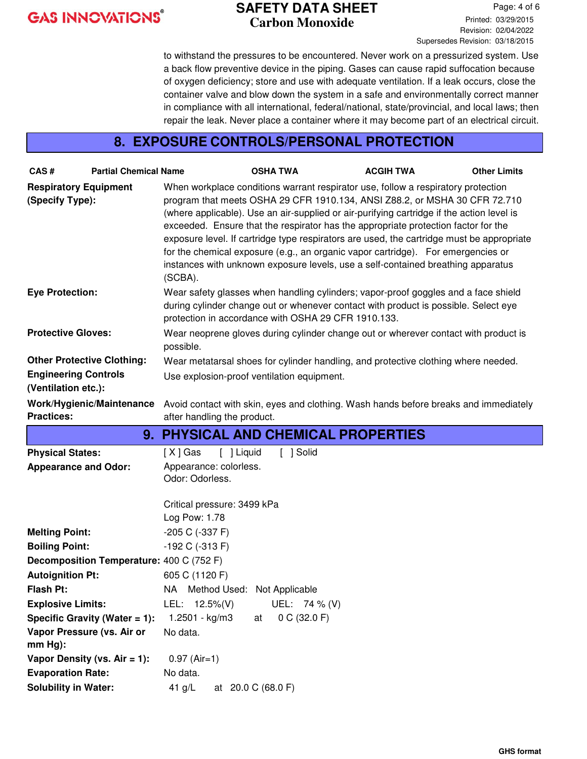to withstand the pressures to be encountered. Never work on a pressurized system. Use a back flow preventive device in the piping. Gases can cause rapid suffocation because of oxygen deficiency; store and use with adequate ventilation. If a leak occurs, close the container valve and blow down the system in a safe and environmentally correct manner in compliance with all international, federal/national, state/provincial, and local laws; then repair the leak. Never place a container where it may become part of an electrical circuit.

## 8. EXPOSURE CONTROLS/PERSONAL PROTECTION

| CAS # | Partial Chemical Name | OSHA TWA | ACGIH TWA | Other Limits |
|---|---|---|---|---|

**Respiratory Equipment (Specify Type):** When workplace conditions warrant respirator use, follow a respiratory protection program that meets OSHA 29 CFR 1910.134, ANSI Z88.2, or MSHA 30 CFR 72.710 (where applicable). Use an air-supplied or air-purifying cartridge if the action level is exceeded. Ensure that the respirator has the appropriate protection factor for the exposure level. If cartridge type respirators are used, the cartridge must be appropriate for the chemical exposure (e.g., an organic vapor cartridge). For emergencies or instances with unknown exposure levels, use a self-contained breathing apparatus (SCBA).

**Eye Protection:** Wear safety glasses when handling cylinders; vapor-proof goggles and a face shield during cylinder change out or whenever contact with product is possible. Select eye protection in accordance with OSHA 29 CFR 1910.133.

**Protective Gloves:** Wear neoprene gloves during cylinder change out or wherever contact with product is possible.

**Other Protective Clothing:** Wear metatarsal shoes for cylinder handling, and protective clothing where needed.

**Engineering Controls (Ventilation etc.):** Use explosion-proof ventilation equipment.

**Work/Hygienic/Maintenance Practices:** Avoid contact with skin, eyes and clothing. Wash hands before breaks and immediately after handling the product.

## 9. PHYSICAL AND CHEMICAL PROPERTIES

**Physical States:** [ X ] Gas [ ] Liquid [ ] Solid

**Appearance and Odor:** Appearance: colorless.
Odor: Odorless.

Critical pressure: 3499 kPa
Log Pow: 1.78

**Melting Point:** -205 C (-337 F)

**Boiling Point:** -192 C (-313 F)

**Decomposition Temperature:** 400 C (752 F)

**Autoignition Pt:** 605 C (1120 F)

**Flash Pt:** NA Method Used: Not Applicable

**Explosive Limits:** LEL: 12.5%(V) UEL: 74 % (V)

**Specific Gravity (Water = 1):** 1.2501 - kg/m3 at 0 C (32.0 F)

**Vapor Pressure (vs. Air or mm Hg):** No data.

**Vapor Density (vs. Air = 1):** 0.97 (Air=1)

**Evaporation Rate:** No data.

**Solubility in Water:** 41 g/L at 20.0 C (68.0 F)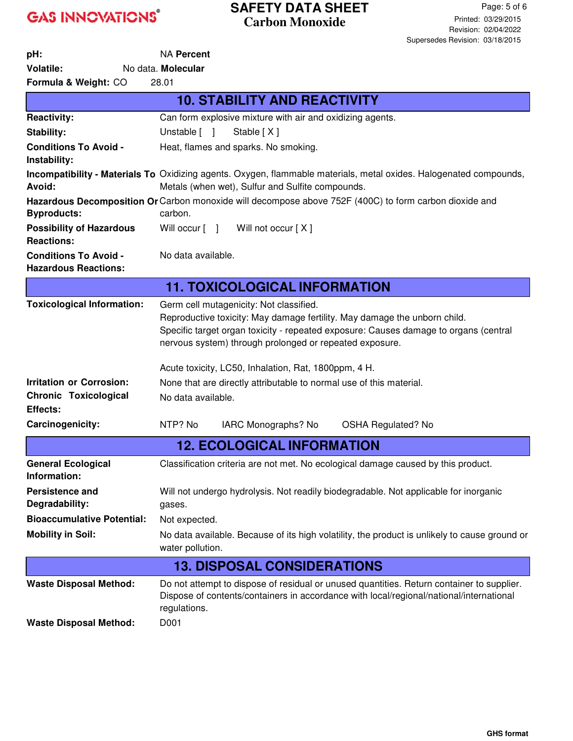**pH:** NA **Percent Volatile:** No data. **Molecular Formula & Weight:** CO 28.01

## 10. STABILITY AND REACTIVITY

| | |
|---|---|
| **Reactivity:** | Can form explosive mixture with air and oxidizing agents. |
| **Stability:** | Unstable [ ] Stable [ X ] |
| **Conditions To Avoid - Instability:** | Heat, flames and sparks. No smoking. |
| **Incompatibility - Materials To Avoid:** | Oxidizing agents. Oxygen, flammable materials, metal oxides. Halogenated compounds, Metals (when wet), Sulfur and Sulfite compounds. |
| **Hazardous Decomposition Or Byproducts:** | Carbon monoxide will decompose above 752F (400C) to form carbon dioxide and carbon. |
| **Possibility of Hazardous Reactions:** | Will occur [ ] Will not occur [ X ] |
| **Conditions To Avoid - Hazardous Reactions:** | No data available. |

## 11. TOXICOLOGICAL INFORMATION

| | |
|---|---|
| **Toxicological Information:** | Germ cell mutagenicity: Not classified.<br>Reproductive toxicity: May damage fertility. May damage the unborn child.<br>Specific target organ toxicity - repeated exposure: Causes damage to organs (central nervous system) through prolonged or repeated exposure.<br><br>Acute toxicity, LC50, Inhalation, Rat, 1800ppm, 4 H. |
| **Irritation or Corrosion:** | None that are directly attributable to normal use of this material. |
| **Chronic Toxicological Effects:** | No data available. |
| **Carcinogenicity:** | NTP? No IARC Monographs? No OSHA Regulated? No |

## 12. ECOLOGICAL INFORMATION

| | |
|---|---|
| **General Ecological Information:** | Classification criteria are not met. No ecological damage caused by this product. |
| **Persistence and Degradability:** | Will not undergo hydrolysis. Not readily biodegradable. Not applicable for inorganic gases. |
| **Bioaccumulative Potential:** | Not expected. |
| **Mobility in Soil:** | No data available. Because of its high volatility, the product is unlikely to cause ground or water pollution. |

## 13. DISPOSAL CONSIDERATIONS

| | |
|---|---|
| **Waste Disposal Method:** | Do not attempt to dispose of residual or unused quantities. Return container to supplier. Dispose of contents/containers in accordance with local/regional/national/international regulations. |
| **Waste Disposal Method:** | D001 |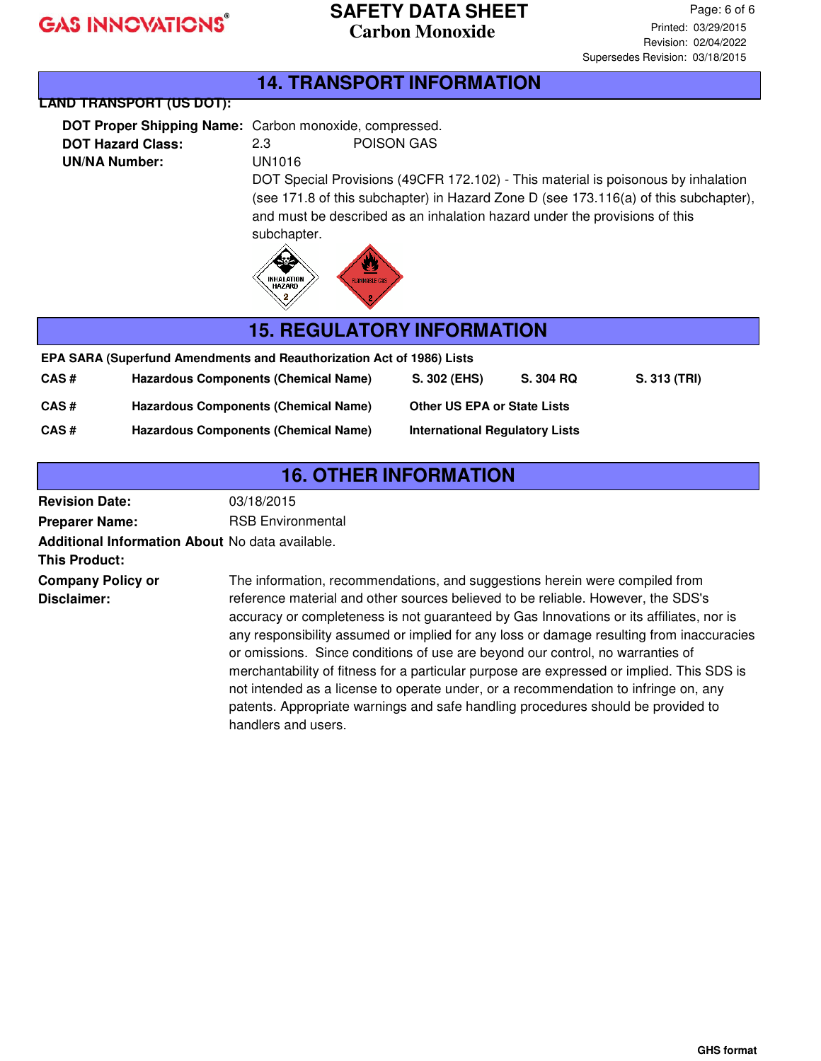## 14. TRANSPORT INFORMATION

**LAND TRANSPORT (US DOT):**

**DOT Proper Shipping Name:** Carbon monoxide, compressed.

**DOT Hazard Class:** 2.3 POISON GAS

**UN/NA Number:** UN1016

DOT Special Provisions (49CFR 172.102) - This material is poisonous by inhalation (see 171.8 of this subchapter) in Hazard Zone D (see 173.116(a) of this subchapter), and must be described as an inhalation hazard under the provisions of this subchapter.

INHALATION HAZARD 2

FLAMMABLE GAS 2

## 15. REGULATORY INFORMATION

**EPA SARA (Superfund Amendments and Reauthorization Act of 1986) Lists**

| CAS # | Hazardous Components (Chemical Name) | S. 302 (EHS) | S. 304 RQ | S. 313 (TRI) |
|---|---|---|---|---|

| CAS # | Hazardous Components (Chemical Name) | Other US EPA or State Lists |
|---|---|---|

| CAS # | Hazardous Components (Chemical Name) | International Regulatory Lists |
|---|---|---|

## 16. OTHER INFORMATION

**Revision Date:** 03/18/2015

**Preparer Name:** RSB Environmental

**Additional Information About This Product:** No data available.

**Company Policy or Disclaimer:** The information, recommendations, and suggestions herein were compiled from reference material and other sources believed to be reliable. However, the SDS's accuracy or completeness is not guaranteed by Gas Innovations or its affiliates, nor is any responsibility assumed or implied for any loss or damage resulting from inaccuracies or omissions. Since conditions of use are beyond our control, no warranties of merchantability of fitness for a particular purpose are expressed or implied. This SDS is not intended as a license to operate under, or a recommendation to infringe on, any patents. Appropriate warnings and safe handling procedures should be provided to handlers and users.